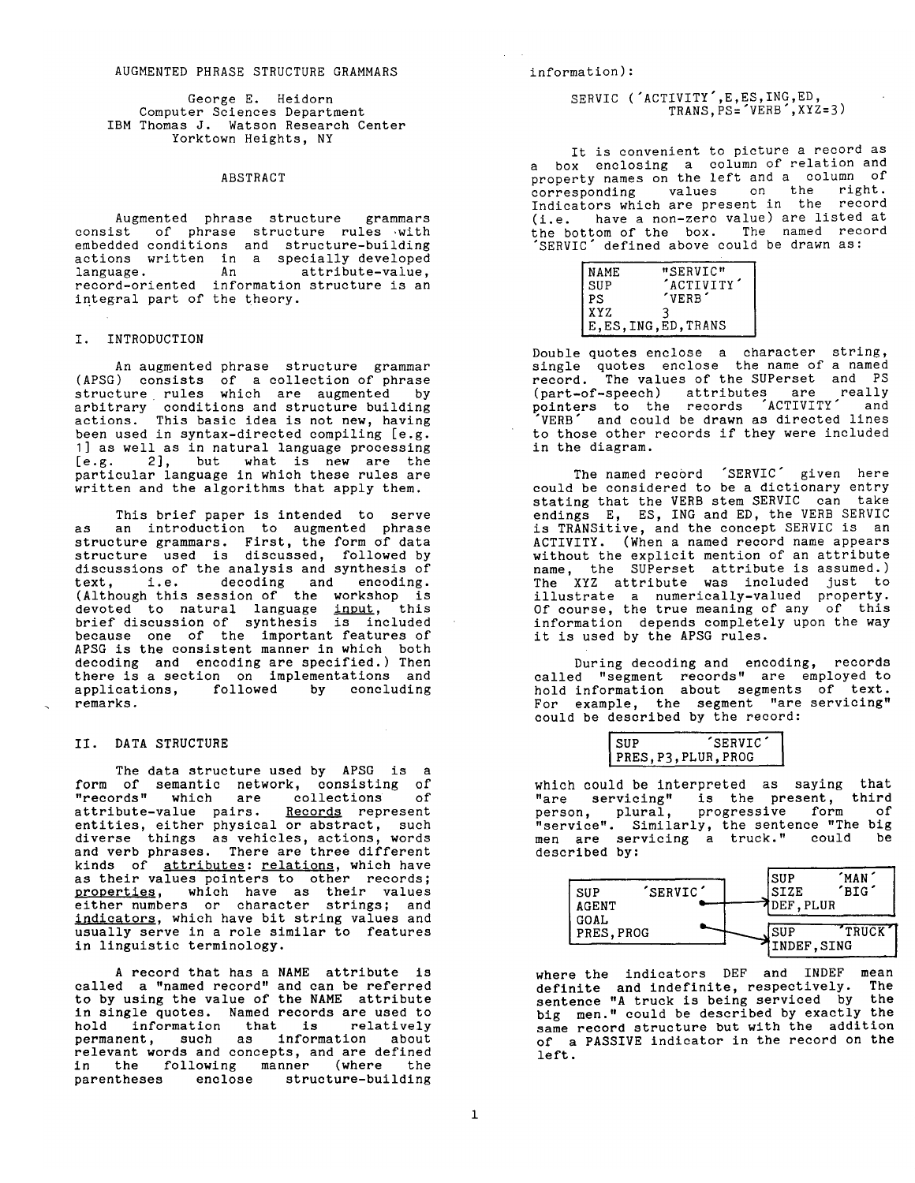# AUGMENTED PHRASE STRUCTURE GRAMMARS

George E. Heidorn
Computer Sciences Department
IBM Thomas J. Watson Research Center
Yorktown Heights, NY

## ABSTRACT

Augmented phrase structure grammars consist of phrase structure rules with embedded conditions and structure-building actions written in a specially developed language. An attribute-value, record-oriented information structure is an integral part of the theory.

## I. INTRODUCTION

An augmented phrase structure grammar (APSG) consists of a collection of phrase structure rules which are augmented by arbitrary conditions and structure building actions. This basic idea is not new, having been used in syntax-directed compiling [e.g. 1] as well as in natural language processing [e.g. 2], but what is new are the particular language in which these rules are written and the algorithms that apply them.

This brief paper is intended to serve as an introduction to augmented phrase structure grammars. First, the form of data structure used is discussed, followed by discussions of the analysis and synthesis of text, i.e. decoding and encoding. (Although this session of the workshop is devoted to natural language <u>input</u>, this brief discussion of synthesis is included because one of the important features of APSG is the consistent manner in which both decoding and encoding are specified.) Then there is a section on implementations and applications, followed by concluding remarks.

## II. DATA STRUCTURE

The data structure used by APSG is a form of semantic network, consisting of "records" which are collections of attribute-value pairs. <u>Records</u> represent entities, either physical or abstract, such diverse things as vehicles, actions, words and verb phrases. There are three different kinds of <u>attributes</u>: <u>relations</u>, which have as their values pointers to other records; <u>properties</u>, which have as their values either numbers or character strings; and <u>indicators</u>, which have bit string values and usually serve in a role similar to features in linguistic terminology.

A record that has a NAME attribute is called a "named record" and can be referred to by using the value of the NAME attribute in single quotes. Named records are used to hold information that is relatively permanent, such as information about relevant words and concepts, and are defined in the following manner (where the parentheses enclose structure-building information):

```
SERVIC ('ACTIVITY',E,ES,ING,ED,
        TRANS,PS='VERB',XYZ=3)
```

It is convenient to picture a record as a box enclosing a column of relation and property names on the left and a column of corresponding values on the right. Indicators which are present in the record (i.e. have a non-zero value) are listed at the bottom of the box. The named record 'SERVIC' defined above could be drawn as:

```
NAME    "SERVIC"
SUP     'ACTIVITY'
PS      'VERB'
XYZ     3
E,ES,ING,ED,TRANS
```

Double quotes enclose a character string, single quotes enclose the name of a named record. The values of the SUPerset and PS (part-of-speech) attributes are really pointers to the records 'ACTIVITY' and 'VERB' and could be drawn as directed lines to those other records if they were included in the diagram.

The named record 'SERVIC' given here could be considered to be a dictionary entry stating that the VERB stem SERVIC can take endings E, ES, ING and ED, the VERB SERVIC is TRANSitive, and the concept SERVIC is an ACTIVITY. (When a named record name appears without the explicit mention of an attribute name, the SUPerset attribute is assumed.) The XYZ attribute was included just to illustrate a numerically-valued property. Of course, the true meaning of any of this information depends completely upon the way it is used by the APSG rules.

During decoding and encoding, records called "segment records" are employed to hold information about segments of text. For example, the segment "are servicing" could be described by the record:

```
SUP     'SERVIC'
PRES,P3,PLUR,PROG
```

which could be interpreted as saying that "are servicing" is the present, third person, plural, progressive form of "service". Similarly, the sentence "The big men are servicing a truck." could be described by:

```
SUP     'SERVIC'          SUP     'MAN'
AGENT   •  ------------>  SIZE    'BIG'
GOAL    •  ---+           DEF,PLUR
PRES,PROG     |
              +-------->  SUP     'TRUCK'
                          INDEF,SING
```

where the indicators DEF and INDEF mean definite and indefinite, respectively. The sentence "A truck is being serviced by the big men." could be described by exactly the same record structure but with the addition of a PASSIVE indicator in the record on the left.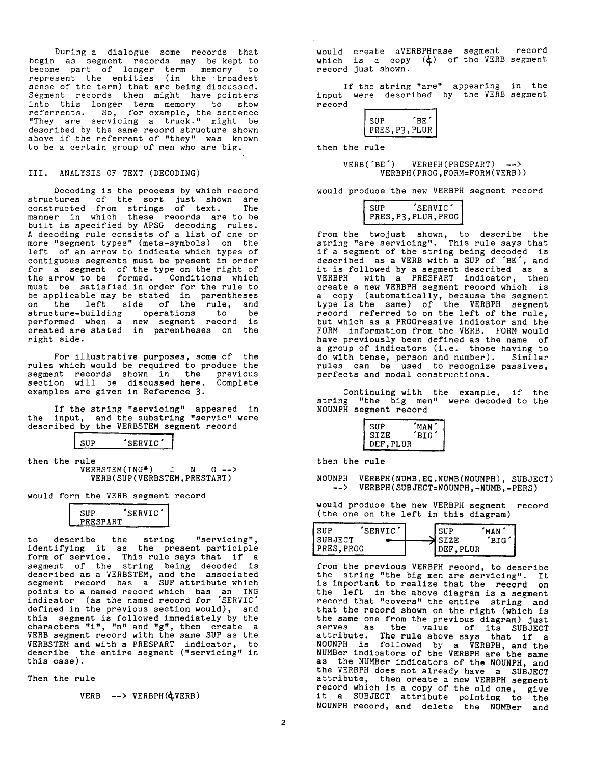During a dialogue some records that begin as segment records may be kept to become part of longer term memory to represent the entities (in the broadest sense of the term) that are being discussed. Segment records then might have pointers into this longer term memory to show referrents. So, for example, the sentence "They are servicing a truck." might be described by the same record structure shown above if the referrent of "they" was known to be a certain group of men who are big.

## III. ANALYSIS OF TEXT (DECODING)

Decoding is the process by which record structures of the sort just shown are constructed from strings of text. The manner in which these records are to be built is specified by APSG decoding rules. A decoding rule consists of a list of one or more "segment types" (meta-symbols) on the left of an arrow to indicate which types of contiguous segments must be present in order for a segment of the type on the right of the arrow to be formed. Conditions which must be satisfied in order for the rule to be applicable may be stated in parentheses on the left side of the rule, and structure-building operations to be performed when a new segment record is created are stated in parentheses on the right side.

For illustrative purposes, some of the rules which would be required to produce the segment records shown in the previous section will be discussed here. Complete examples are given in Reference 3.

If the string "servicing" appeared in the input, and the substring "servic" were described by the VERBSTEM segment record

```
SUP    'SERVIC'
```

then the rule

```
VERBSTEM(ING*)   I   N   G -->
   VERB(SUP(VERBSTEM,PRESTART)
```

would form the VERB segment record

```
SUP    'SERVIC'
PRESPART
```

to describe the string "servicing", identifying it as the present participle form of service. This rule says that if a segment of the string being decoded is described as a VERBSTEM, and the associated segment record has a SUP attribute which points to a named record which has an ING indicator (as the named record for 'SERVIC' defined in the previous section would), and this segment is followed immediately by the characters "i", "n" and "g", then create a VERB segment record with the same SUP as the VERBSTEM and with a PRESPART indicator, to describe the entire segment ("servicing" in this case).

Then the rule

```
VERB --> VERBPH(¢VERB)
```

would create aVERBPHrase segment record which is a copy (¢) of the VERB segment record just shown.

If the string "are" appearing in the input were described by the VERB segment record

```
SUP    'BE'
PRES,P3,PLUR
```

then the rule

```
VERB('BE')   VERBPH(PRESPART) -->
      VERBPH(PROG,FORM=FORM(VERB))
```

would produce the new VERBPH segment record

```
SUP    'SERVIC'
PRES,P3,PLUR,PROG
```

from the twojust shown, to describe the string "are servicing". This rule says that if a segment of the string being decoded is described as a VERB with a SUP of 'BE', and it is followed by a segment described as a VERBPH with a PRESPART indicator, then create a new VERBPH segment record which is a copy (automatically, because the segment type is the same) of the VERBPH segment record referred to on the left of the rule, but which as a PROGressive indicator and the FORM information from the VERB. FORM would have previously been defined as the name of a group of indicators (i.e. those having to do with tense, person and number). Similar rules can be used to recognize passives, perfects and modal constructions.

Continuing with the example, if the string "the big men" were decoded to the NOUNPH segment record

```
SUP    'MAN'
SIZE   'BIG'
DEF,PLUR
```

then the rule

```
NOUNPH  VERBPH(NUMB.EQ.NUMB(NOUNPH), SUBJECT)
   -->  VERBPH(SUBJECT=NOUNPH,-NUMB,-PERS)
```

would produce the new VERBPH segment record (the one on the left in this diagram)

```
SUP    'SERVIC'         SUP    'MAN'
SUBJECT   •-----------> SIZE   'BIG'
PRES,PROG               DEF,PLUR
```

from the previous VERBPH record, to describe the string "the big men are servicing". It is important to realize that the record on the left in the above diagram is a segment record that "covers" the entire string and that the record shown on the right (which is the same one from the previous diagram) just serves as the value of its SUBJECT attribute. The rule above says that if a NOUNPH is followed by a VERBPH, and the NUMBer indicators of the VERBPH are the same as the NUMBer indicators of the NOUNPH, and the VERBPH does not already have a SUBJECT attribute, then create a new VERBPH segment record which is a copy of the old one, give it a SUBJECT attribute pointing to the NOUNPH record, and delete the NUMBer and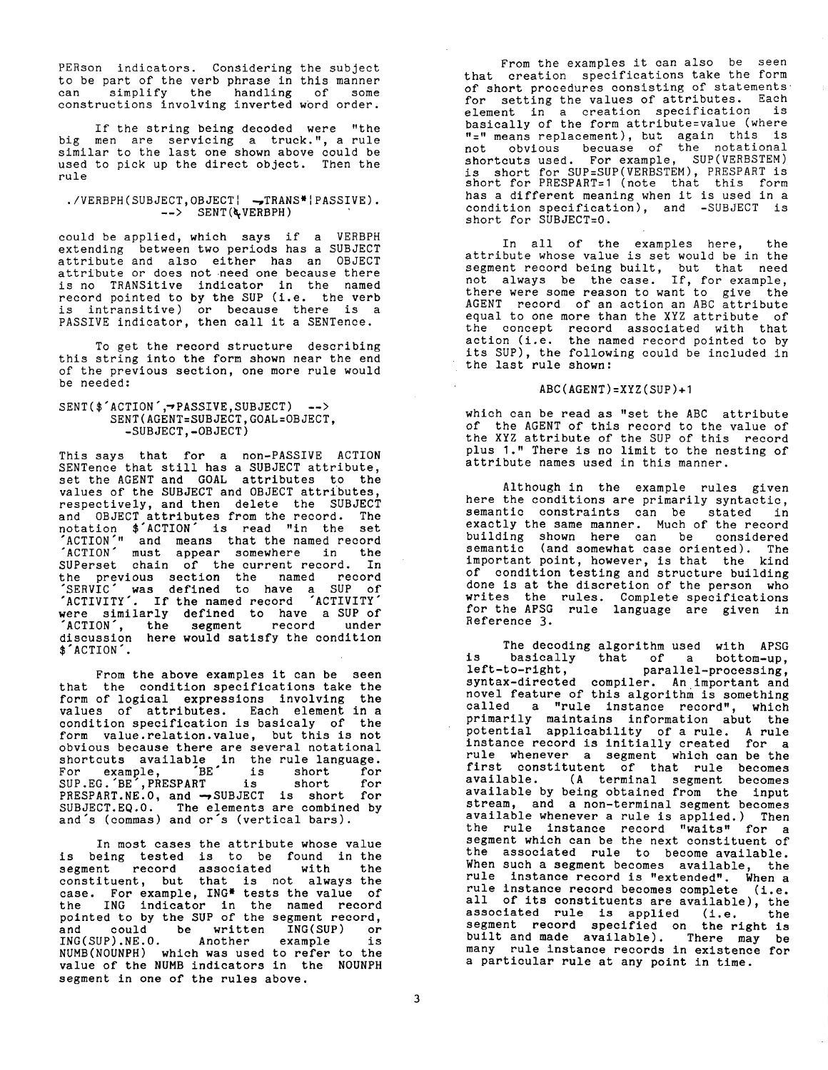PERson indicators. Considering the subject to be part of the verb phrase in this manner can simplify the handling of some constructions involving inverted word order.

If the string being decoded were "the big men are servicing a truck.", a rule similar to the last one shown above could be used to pick up the direct object. Then the rule

```
./VERBPH(SUBJECT,OBJECT| ¬TRANS*|PASSIVE).
        --> SENT(%VERBPH)
```

could be applied, which says if a VERBPH extending between two periods has a SUBJECT attribute and also either has an OBJECT attribute or does not need one because there is no TRANSitive indicator in the named record pointed to by the SUP (i.e. the verb is intransitive) or because there is a PASSIVE indicator, then call it a SENTence.

To get the record structure describing this string into the form shown near the end of the previous section, one more rule would be needed:

```
SENT($'ACTION',¬PASSIVE,SUBJECT)  -->
      SENT(AGENT=SUBJECT,GOAL=OBJECT,
       -SUBJECT,-OBJECT)
```

This says that for a non-PASSIVE ACTION SENTence that still has a SUBJECT attribute, set the AGENT and GOAL attributes to the values of the SUBJECT and OBJECT attributes, respectively, and then delete the SUBJECT and OBJECT attributes from the record. The notation $'ACTION' is read "in the set 'ACTION'" and means that the named record 'ACTION' must appear somewhere in the SUPerset chain of the current record. In the previous section the named record 'SERVIC' was defined to have a SUP of 'ACTIVITY'. If the named record 'ACTIVITY' were similarly defined to have a SUP of 'ACTION', the segment record under discussion here would satisfy the condition $'ACTION'.

From the above examples it can be seen that the condition specifications take the form of logical expressions involving the values of attributes. Each element in a condition specification is basicaly of the form value.relation.value, but this is not obvious because there are several notational shortcuts available in the rule language. For example, 'BE' is short for SUP.EG.'BE',PRESPART is short for PRESPART.NE.0, and ¬SUBJECT is short for SUBJECT.EQ.0. The elements are combined by and's (commas) and or's (vertical bars).

In most cases the attribute whose value is being tested is to be found in the segment record associated with the constituent, but that is not always the case. For example, ING* tests the value of the ING indicator in the named record pointed to by the SUP of the segment record, and could be written ING(SUP) or ING(SUP).NE.0. Another example is NUMB(NOUNPH) which was used to refer to the value of the NUMB indicators in the NOUNPH segment in one of the rules above.

From the examples it can also be seen that creation specifications take the form of short procedures consisting of statements for setting the values of attributes. Each element in a creation specification is basically of the form attribute=value (where "=" means replacement), but again this is not obvious becuase of the notational shortcuts used. For example, SUP(VERBSTEM) is short for SUP=SUP(VERBSTEM), PRESPART is short for PRESPART=1 (note that this form has a different meaning when it is used in a condition specification), and -SUBJECT is short for SUBJECT=0.

In all of the examples here, the attribute whose value is set would be in the segment record being built, but that need not always be the case. If, for example, there were some reason to want to give the AGENT record of an action an ABC attribute equal to one more than the XYZ attribute of the concept record associated with that action (i.e. the named record pointed to by its SUP), the following could be included in the last rule shown:

```
ABC(AGENT)=XYZ(SUP)+1
```

which can be read as "set the ABC attribute of the AGENT of this record to the value of the XYZ attribute of the SUP of this record plus 1." There is no limit to the nesting of attribute names used in this manner.

Although in the example rules given here the conditions are primarily syntactic, semantic constraints can be stated in exactly the same manner. Much of the record building shown here can be considered semantic (and somewhat case oriented). The important point, however, is that the kind of condition testing and structure building done is at the discretion of the person who writes the rules. Complete specifications for the APSG rule language are given in Reference 3.

The decoding algorithm used with APSG is basically that of a bottom-up, left-to-right, parallel-processing, syntax-directed compiler. An important and novel feature of this algorithm is something called a "rule instance record", which primarily maintains information abut the potential applicability of a rule. A rule instance record is initially created for a rule whenever a segment which can be the first constitutent of that rule becomes available. (A terminal segment becomes available by being obtained from the input stream, and a non-terminal segment becomes available whenever a rule is applied.) Then the rule instance record "waits" for a segment which can be the next constituent of the associated rule to become available. When such a segment becomes available, the rule instance record is "extended". When a rule instance record becomes complete (i.e. all of its constituents are available), the associated rule is applied (i.e. the segment record specified on the right is built and made available). There may be many rule instance records in existence for a particular rule at any point in time.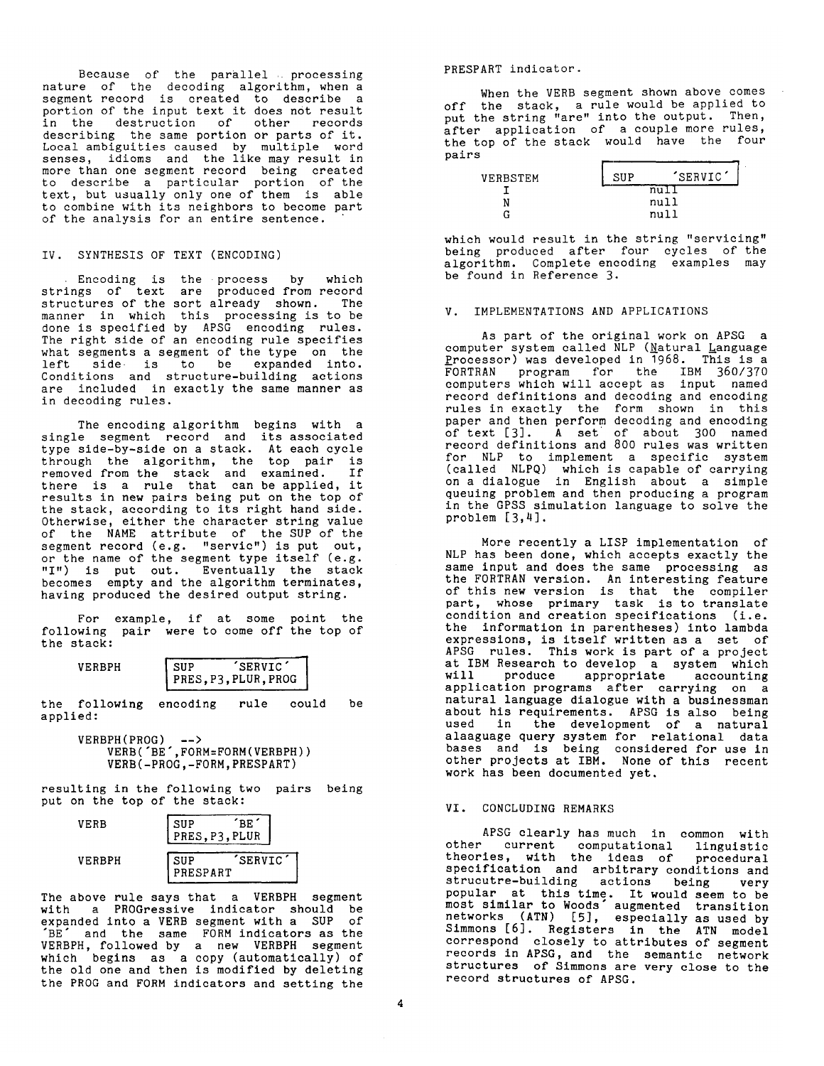Because of the parallel processing nature of the decoding algorithm, when a segment record is created to describe a portion of the input text it does not result in the destruction of other records describing the same portion or parts of it. Local ambiguities caused by multiple word senses, idioms and the like may result in more than one segment record being created to describe a particular portion of the text, but usually only one of them is able to combine with its neighbors to become part of the analysis for an entire sentence.

## IV. SYNTHESIS OF TEXT (ENCODING)

Encoding is the process by which strings of text are produced from record structures of the sort already shown. The manner in which this processing is to be done is specified by APSG encoding rules. The right side of an encoding rule specifies what segments a segment of the type on the left side is to be expanded into. Conditions and structure-building actions are included in exactly the same manner as in decoding rules.

The encoding algorithm begins with a single segment record and its associated type side-by-side on a stack. At each cycle through the algorithm, the top pair is removed from the stack and examined. If there is a rule that can be applied, it results in new pairs being put on the top of the stack, according to its right hand side. Otherwise, either the character string value of the NAME attribute of the SUP of the segment record (e.g. "servic") is put out, or the name of the segment type itself (e.g. "I") is put out. Eventually the stack becomes empty and the algorithm terminates, having produced the desired output string.

For example, if at some point the following pair were to come off the top of the stack:

```
VERBPH     | SUP     'SERVIC'     |
           | PRES,P3,PLUR,PROG    |
```

the following encoding rule could be applied:

```
VERBPH(PROG) -->
     VERB('BE',FORM=FORM(VERBPH))
     VERB(-PROG,-FORM,PRESPART)
```

resulting in the following two pairs being put on the top of the stack:

```
VERB       | SUP     'BE'     |
           | PRES,P3,PLUR     |

VERBPH     | SUP     'SERVIC' |
           | PRESPART         |
```

The above rule says that a VERBPH segment with a PROGressive indicator should be expanded into a VERB segment with a SUP of 'BE' and the same FORM indicators as the VERBPH, followed by a new VERBPH segment which begins as a copy (automatically) of the old one and then is modified by deleting the PROG and FORM indicators and setting the PRESPART indicator.

When the VERB segment shown above comes off the stack, a rule would be applied to put the string "are" into the output. Then, after application of a couple more rules, the top of the stack would have the four pairs

```
VERBSTEM   | SUP     'SERVIC' |
   I             null
   N             null
   G             null
```

which would result in the string "servicing" being produced after four cycles of the algorithm. Complete encoding examples may be found in Reference 3.

## V. IMPLEMENTATIONS AND APPLICATIONS

As part of the original work on APSG a computer system called NLP (Natural Language Processor) was developed in 1968. This is a FORTRAN program for the IBM 360/370 computers which will accept as input named record definitions and decoding and encoding rules in exactly the form shown in this paper and then perform decoding and encoding of text [3]. A set of about 300 named record definitions and 800 rules was written for NLP to implement a specific system (called NLPQ) which is capable of carrying on a dialogue in English about a simple queuing problem and then producing a program in the GPSS simulation language to solve the problem [3,4].

More recently a LISP implementation of NLP has been done, which accepts exactly the same input and does the same processing as the FORTRAN version. An interesting feature of this new version is that the compiler part, whose primary task is to translate condition and creation specifications (i.e. the information in parentheses) into lambda expressions, is itself written as a set of APSG rules. This work is part of a project at IBM Research to develop a system which will produce appropriate accounting application programs after carrying on a natural language dialogue with a businessman about his requirements. APSG is also being used in the development of a natural alaaguage query system for relational data bases and is being considered for use in other projects at IBM. None of this recent work has been documented yet.

## VI. CONCLUDING REMARKS

APSG clearly has much in common with other current computational linguistic theories, with the ideas of procedural specification and arbitrary conditions and strucutre-building actions being very popular at this time. It would seem to be most similar to Woods' augmented transition networks (ATN) [5], especially as used by Simmons [6]. Registers in the ATN model correspond closely to attributes of segment records in APSG, and the semantic network structures of Simmons are very close to the record structures of APSG.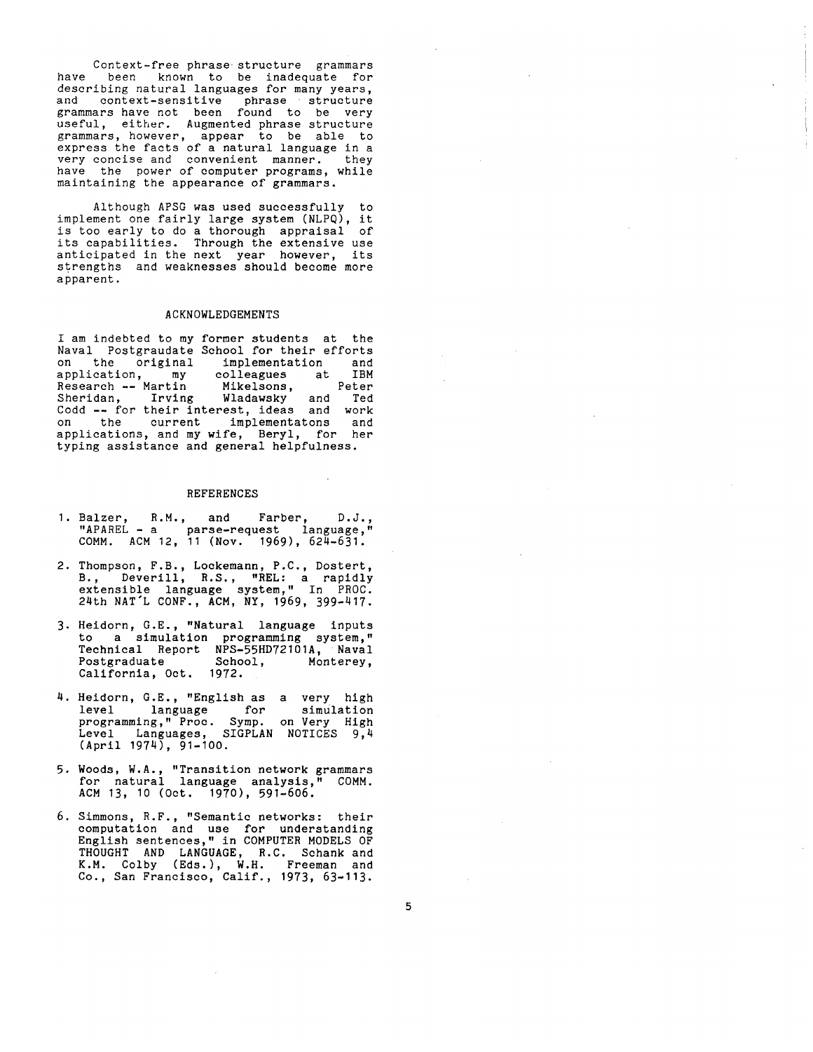Context-free phrase structure grammars have been known to be inadequate for describing natural languages for many years, and context-sensitive phrase structure grammars have not been found to be very useful, either. Augmented phrase structure grammars, however, appear to be able to express the facts of a natural language in a very concise and convenient manner. they have the power of computer programs, while maintaining the appearance of grammars.

Although APSG was used successfully to implement one fairly large system (NLPQ), it is too early to do a thorough appraisal of its capabilities. Through the extensive use anticipated in the next year however, its strengths and weaknesses should become more apparent.

## ACKNOWLEDGEMENTS

I am indebted to my former students at the Naval Postgraudate School for their efforts on the original implementation and application, my colleagues at IBM Research -- Martin Mikelsons, Peter Sheridan, Irving Wladawsky and Ted Codd -- for their interest, ideas and work on the current implementatons and applications, and my wife, Beryl, for her typing assistance and general helpfulness.

## REFERENCES

1. Balzer, R.M., and Farber, D.J., "APAREL - a parse-request language," COMM. ACM 12, 11 (Nov. 1969), 624-631.

2. Thompson, F.B., Lockemann, P.C., Dostert, B., Deverill, R.S., "REL: a rapidly extensible language system," In PROC. 24th NAT'L CONF., ACM, NY, 1969, 399-417.

3. Heidorn, G.E., "Natural language inputs to a simulation programming system," Technical Report NPS-55HD72101A, Naval Postgraduate School, Monterey, California, Oct. 1972.

4. Heidorn, G.E., "English as a very high level language for simulation programming," Proc. Symp. on Very High Level Languages, SIGPLAN NOTICES 9,4 (April 1974), 91-100.

5. Woods, W.A., "Transition network grammars for natural language analysis," COMM. ACM 13, 10 (Oct. 1970), 591-606.

6. Simmons, R.F., "Semantic networks: their computation and use for understanding English sentences," in COMPUTER MODELS OF THOUGHT AND LANGUAGE, R.C. Schank and K.M. Colby (Eds.), W.H. Freeman and Co., San Francisco, Calif., 1973, 63-113.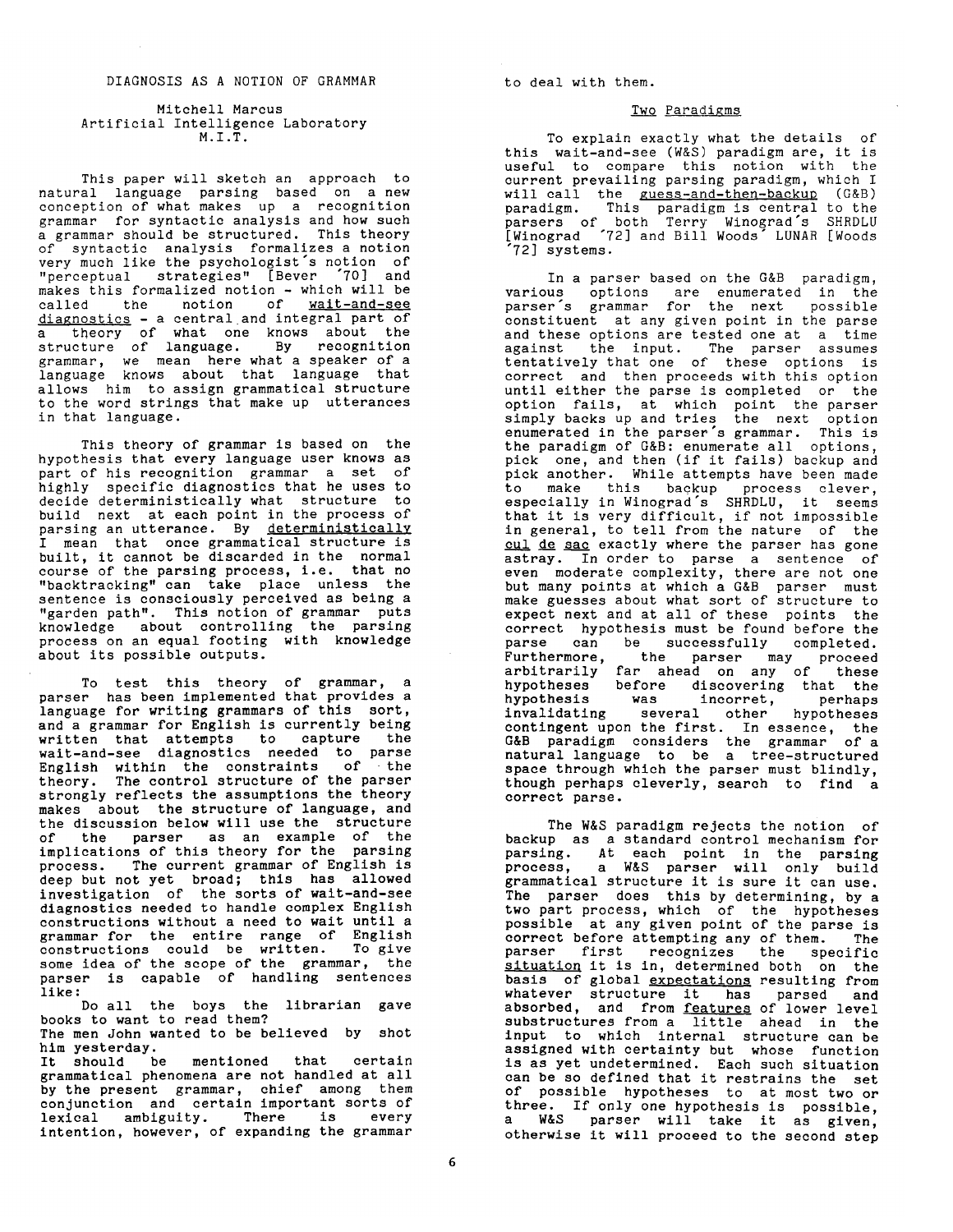# DIAGNOSIS AS A NOTION OF GRAMMAR

Mitchell Marcus
Artificial Intelligence Laboratory
M.I.T.

This paper will sketch an approach to natural language parsing based on a new conception of what makes up a recognition grammar for syntactic analysis and how such a grammar should be structured. This theory of syntactic analysis formalizes a notion very much like the psychologist's notion of "perceptual strategies" [Bever '70] and makes this formalized notion - which will be called the notion of wait-and-see diagnostics - a central and integral part of a theory of what one knows about the structure of language. By recognition grammar, we mean here what a speaker of a language knows about that language that allows him to assign grammatical structure to the word strings that make up utterances in that language.

This theory of grammar is based on the hypothesis that every language user knows as part of his recognition grammar a set of highly specific diagnostics that he uses to decide deterministically what structure to build next at each point in the process of parsing an utterance. By deterministically I mean that once grammatical structure is built, it cannot be discarded in the normal course of the parsing process, i.e. that no "backtracking" can take place unless the sentence is consciously perceived as being a "garden path". This notion of grammar puts knowledge about controlling the parsing process on an equal footing with knowledge about its possible outputs.

To test this theory of grammar, a parser has been implemented that provides a language for writing grammars of this sort, and a grammar for English is currently being written that attempts to capture the wait-and-see diagnostics needed to parse English within the constraints of the theory. The control structure of the parser strongly reflects the assumptions the theory makes about the structure of language, and the discussion below will use the structure of the parser as an example of the implications of this theory for the parsing process. The current grammar of English is deep but not yet broad; this has allowed investigation of the sorts of wait-and-see diagnostics needed to handle complex English constructions without a need to wait until a grammar for the entire range of English constructions could be written. To give some idea of the scope of the grammar, the parser is capable of handling sentences like:

Do all the boys the librarian gave books to want to read them?
The men John wanted to be believed by shot him yesterday.

It should be mentioned that certain grammatical phenomena are not handled at all by the present grammar, chief among them conjunction and certain important sorts of lexical ambiguity. There is every intention, however, of expanding the grammar to deal with them.

## Two Paradigms

To explain exactly what the details of this wait-and-see (W&S) paradigm are, it is useful to compare this notion with the current prevailing parsing paradigm, which I will call the guess-and-then-backup (G&B) paradigm. This paradigm is central to the parsers of both Terry Winograd's SHRDLU [Winograd '72] and Bill Woods' LUNAR [Woods '72] systems.

In a parser based on the G&B paradigm, various options are enumerated in the parser's grammar for the next possible constituent at any given point in the parse and these options are tested one at a time against the input. The parser assumes tentatively that one of these options is correct and then proceeds with this option until either the parse is completed or the option fails, at which point the parser simply backs up and tries the next option enumerated in the parser's grammar. This is the paradigm of G&B: enumerate all options, pick one, and then (if it fails) backup and pick another. While attempts have been made to make this backup process clever, especially in Winograd's SHRDLU, it seems that it is very difficult, if not impossible in general, to tell from the nature of the cul de sac exactly where the parser has gone astray. In order to parse a sentence of even moderate complexity, there are not one but many points at which a G&B parser must make guesses about what sort of structure to expect next and at all of these points the correct hypothesis must be found before the parse can be successfully completed. Furthermore, the parser may proceed arbitrarily far ahead on any of these hypotheses before discovering that the hypothesis was incorret, perhaps invalidating several other hypotheses contingent upon the first. In essence, the G&B paradigm considers the grammar of a natural language to be a tree-structured space through which the parser must blindly, though perhaps cleverly, search to find a correct parse.

The W&S paradigm rejects the notion of backup as a standard control mechanism for parsing. At each point in the parsing process, a W&S parser will only build grammatical structure it is sure it can use. The parser does this by determining, by a two part process, which of the hypotheses possible at any given point of the parse is correct before attempting any of them. The parser first recognizes the specific situation it is in, determined both on the basis of global expectations resulting from whatever structure it has parsed and absorbed, and from features of lower level substructures from a little ahead in the input to which internal structure can be assigned with certainty but whose function is as yet undetermined. Each such situation can be so defined that it restrains the set of possible hypotheses to at most two or three. If only one hypothesis is possible, a W&S parser will take it as given, otherwise it will proceed to the second step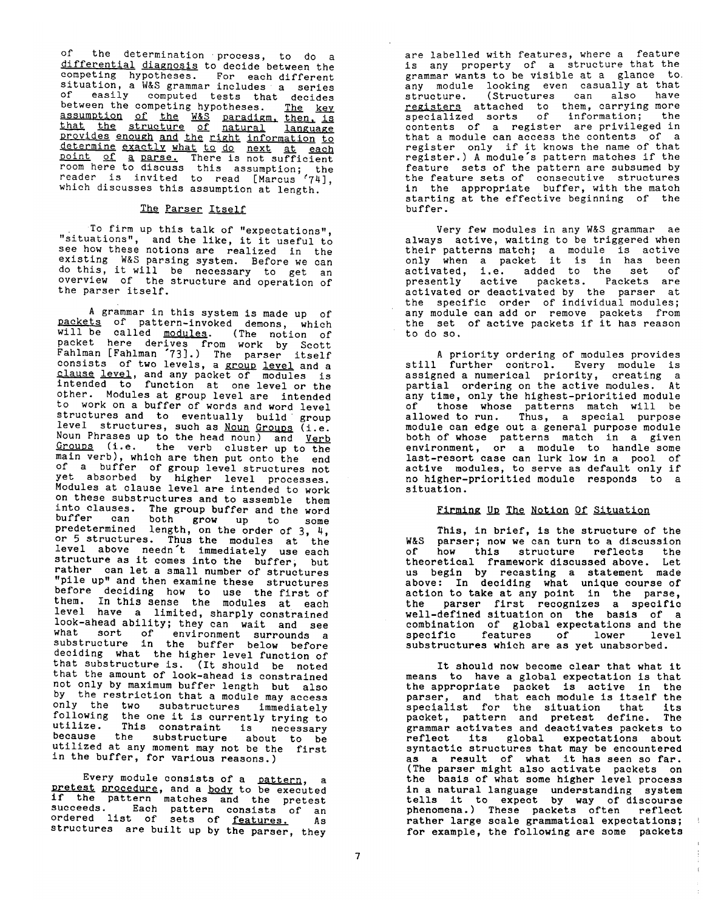of the determination process, to do a _differential diagnosis_ to decide between the competing hypotheses. For each different situation, a W&S grammar includes a series of easily computed tests that decides between the competing hypotheses. _The key assumption of the W&S paradigm, then, is that the structure of natural language provides enough and the right information to determine exactly what to do next at each point of a parse._ There is not sufficient room here to discuss this assumption; the reader is invited to read [Marcus '74], which discusses this assumption at length.

## The Parser Itself

To firm up this talk of "expectations", "situations", and the like, it it useful to see how these notions are realized in the existing W&S parsing system. Before we can do this, it will be necessary to get an overview of the structure and operation of the parser itself.

A grammar in this system is made up of _packets_ of pattern-invoked demons, which will be called _modules_. (The notion of packet here derives from work by Scott Fahlman [Fahlman '73].) The parser itself consists of two levels, a _group level_ and a _clause level_, and any packet of modules is intended to function at one level or the other. Modules at group level are intended to work on a buffer of words and word level structures and to eventually build group level structures, such as _Noun Groups_ (i.e. Noun Phrases up to the head noun) and _Verb Groups_ (i.e. the verb cluster up to the main verb), which are then put onto the end of a buffer of group level structures not yet absorbed by higher level processes. Modules at clause level are intended to work on these substructures and to assemble them into clauses. The group buffer and the word buffer can both grow up to some predetermined length, on the order of 3, 4, or 5 structures. Thus the modules at the level above needn't immediately use each structure as it comes into the buffer, but rather can let a small number of structures "pile up" and then examine these structures before deciding how to use the first of them. In this sense the modules at each level have a limited, sharply constrained look-ahead ability; they can wait and see what sort of environment surrounds a substructure in the buffer below before deciding what the higher level function of that substructure is. (It should be noted that the amount of look-ahead is constrained not only by maximum buffer length but also by the restriction that a module may access only the two substructures immediately following the one it is currently trying to utilize. This constraint is necessary because the substructure about to be utilized at any moment may not be the first in the buffer, for various reasons.)

Every module consists of a _pattern_, a _pretest procedure_, and a _body_ to be executed if the pattern matches and the pretest succeeds. Each pattern consists of an ordered list of sets of _features._ As structures are built up by the parser, they are labelled with features, where a feature is any property of a structure that the grammar wants to be visible at a glance to any module looking even casually at that structure. (Structures can also have _registers_ attached to them, carrying more specialized sorts of information; the contents of a register are privileged in that a module can access the contents of a register only if it knows the name of that register.) A module's pattern matches if the feature sets of the pattern are subsumed by the feature sets of consecutive structures in the appropriate buffer, with the match starting at the effective beginning of the buffer.

Very few modules in any W&S grammar ae always active, waiting to be triggered when their patterns match; a module is active only when a packet it is in has been activated, i.e. added to the set of presently active packets. Packets are activated or deactivated by the parser at the specific order of individual modules; any module can add or remove packets from the set of active packets if it has reason to do so.

A priority ordering of modules provides still further control. Every module is assigned a numerical priority, creating a partial ordering on the active modules. At any time, only the highest-prioritied module of those whose patterns match will be allowed to run. Thus, a special purpose module can edge out a general purpose module both of whose patterns match in a given environment, or a module to handle some last-resort case can lurk low in a pool of active modules, to serve as default only if no higher-prioritied module responds to a situation.

## Firming Up The Notion Of Situation

This, in brief, is the structure of the W&S parser; now we can turn to a discussion of how this structure reflects the theoretical framework discussed above. Let us begin by recasting a statement made above: In deciding what unique course of action to take at any point in the parse, the parser first recognizes a specific well-defined situation on the basis of a combination of global expectations and the specific features of lower level substructures which are as yet unabsorbed.

It should now become clear that what it means to have a global expectation is that the appropriate packet is active in the parser, and that each module is itself the specialist for the situation that its packet, pattern and pretest define. The grammar activates and deactivates packets to reflect its global expectations about syntactic structures that may be encountered as a result of what it has seen so far. (The parser might also activate packets on the basis of what some higher level process in a natural language understanding system tells it to expect by way of discourse phenomena.) These packets often reflect rather large scale grammatical expectations; for example, the following are some packets